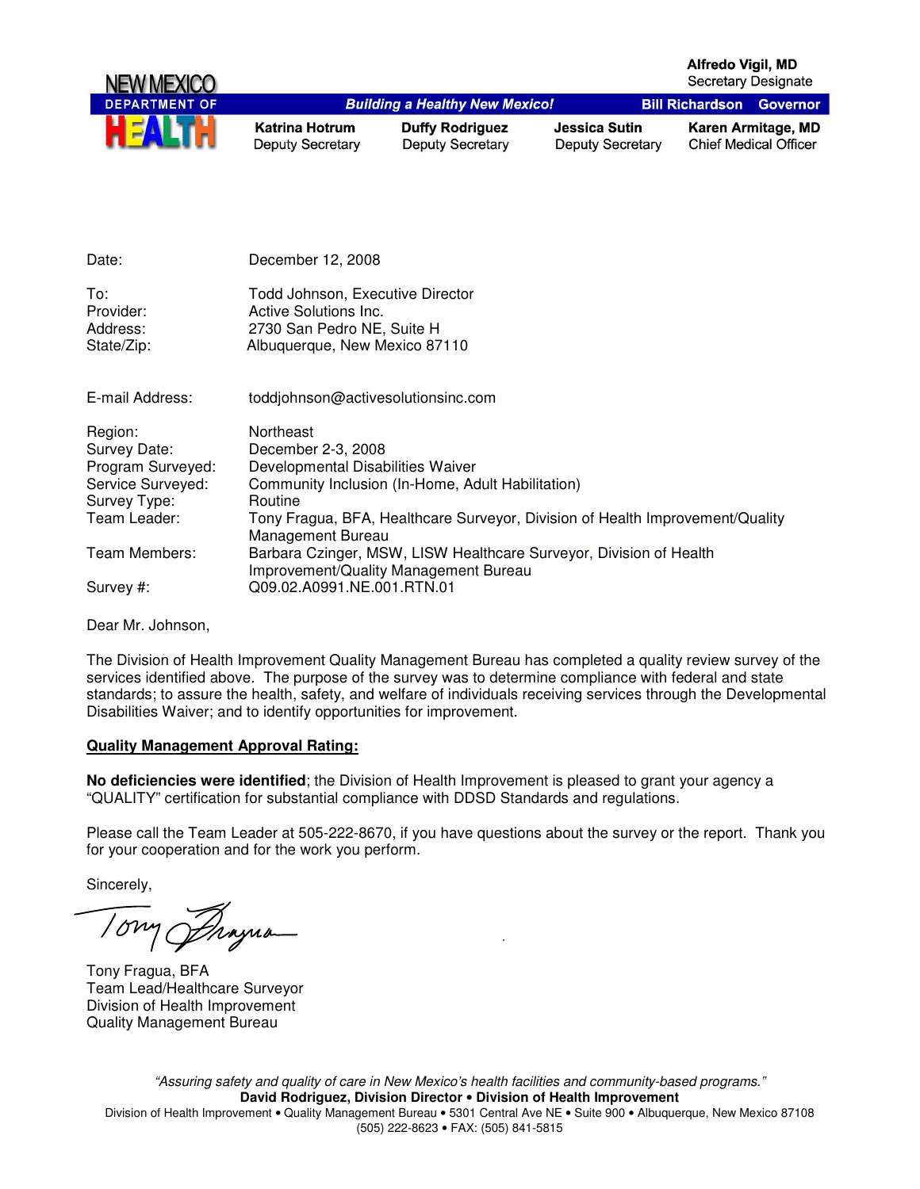**NEW MEXICO DEPARTMENT OF HEALTH**

***Building a Healthy New Mexico!***

**Alfredo Vigil, MD**
Secretary Designate

**Bill Richardson Governor**

| **Katrina Hotrum** | **Duffy Rodriguez** | **Jessica Sutin** | **Karen Armitage, MD** |
|---|---|---|---|
| Deputy Secretary | Deputy Secretary | Deputy Secretary | Chief Medical Officer |

| | |
|---|---|
| Date: | December 12, 2008 |
| To: | Todd Johnson, Executive Director |
| Provider: | Active Solutions Inc. |
| Address: | 2730 San Pedro NE, Suite H |
| State/Zip: | Albuquerque, New Mexico 87110 |
| E-mail Address: | toddjohnson@activesolutionsinc.com |
| Region: | Northeast |
| Survey Date: | December 2-3, 2008 |
| Program Surveyed: | Developmental Disabilities Waiver |
| Service Surveyed: | Community Inclusion (In-Home, Adult Habilitation) |
| Survey Type: | Routine |
| Team Leader: | Tony Fragua, BFA, Healthcare Surveyor, Division of Health Improvement/Quality Management Bureau |
| Team Members: | Barbara Czinger, MSW, LISW Healthcare Surveyor, Division of Health Improvement/Quality Management Bureau |
| Survey #: | Q09.02.A0991.NE.001.RTN.01 |

Dear Mr. Johnson,

The Division of Health Improvement Quality Management Bureau has completed a quality review survey of the services identified above. The purpose of the survey was to determine compliance with federal and state standards; to assure the health, safety, and welfare of individuals receiving services through the Developmental Disabilities Waiver; and to identify opportunities for improvement.

**Quality Management Approval Rating:**

**No deficiencies were identified**; the Division of Health Improvement is pleased to grant your agency a "QUALITY" certification for substantial compliance with DDSD Standards and regulations.

Please call the Team Leader at 505-222-8670, if you have questions about the survey or the report. Thank you for your cooperation and for the work you perform.

Sincerely,

Tony Fragua, BFA
Team Lead/Healthcare Surveyor
Division of Health Improvement
Quality Management Bureau

*"Assuring safety and quality of care in New Mexico's health facilities and community-based programs."*
**David Rodriguez, Division Director • Division of Health Improvement**
Division of Health Improvement • Quality Management Bureau • 5301 Central Ave NE • Suite 900 • Albuquerque, New Mexico 87108
(505) 222-8623 • FAX: (505) 841-5815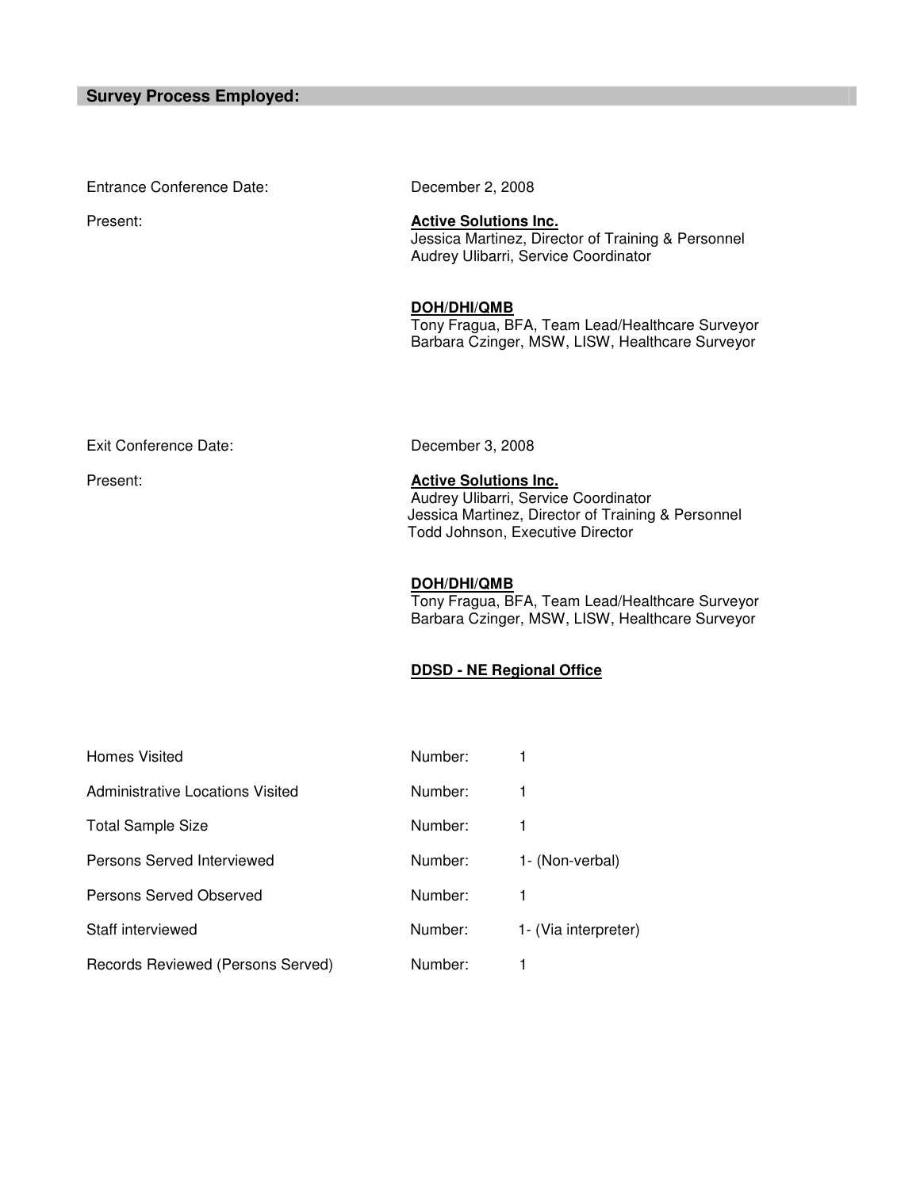## Survey Process Employed:

| | |
|---|---|
| Entrance Conference Date: | December 2, 2008 |
| Present: | **Active Solutions Inc.**<br>Jessica Martinez, Director of Training & Personnel<br>Audrey Ulibarri, Service Coordinator<br><br>**DOH/DHI/QMB**<br>Tony Fragua, BFA, Team Lead/Healthcare Surveyor<br>Barbara Czinger, MSW, LISW, Healthcare Surveyor |
| Exit Conference Date: | December 3, 2008 |
| Present: | **Active Solutions Inc.**<br>Audrey Ulibarri, Service Coordinator<br>Jessica Martinez, Director of Training & Personnel<br>Todd Johnson, Executive Director<br><br>**DOH/DHI/QMB**<br>Tony Fragua, BFA, Team Lead/Healthcare Surveyor<br>Barbara Czinger, MSW, LISW, Healthcare Surveyor<br><br>**DDSD - NE Regional Office** |

| | | |
|---|---|---|
| Homes Visited | Number: | 1 |
| Administrative Locations Visited | Number: | 1 |
| Total Sample Size | Number: | 1 |
| Persons Served Interviewed | Number: | 1- (Non-verbal) |
| Persons Served Observed | Number: | 1 |
| Staff interviewed | Number: | 1- (Via interpreter) |
| Records Reviewed (Persons Served) | Number: | 1 |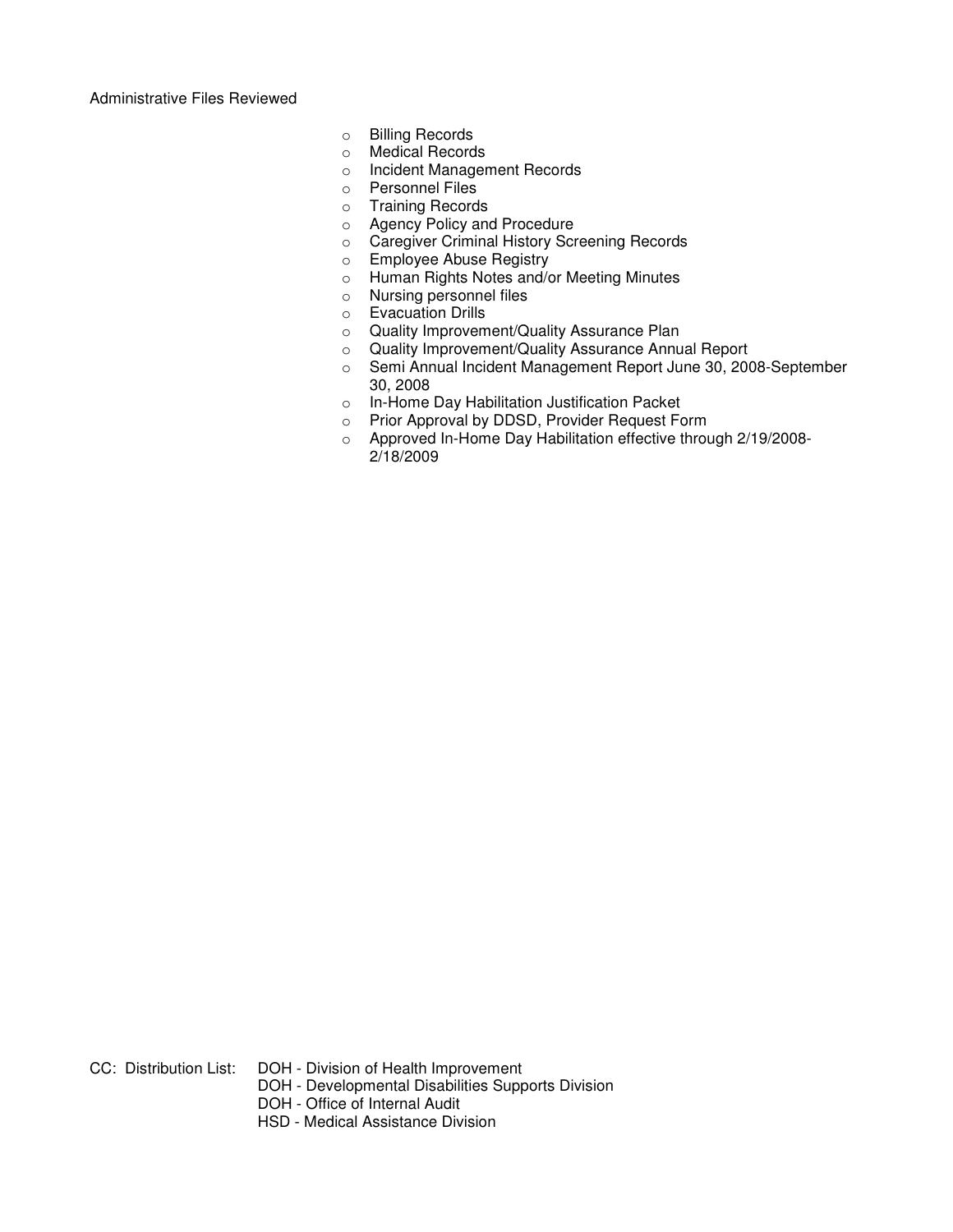Administrative Files Reviewed

- Billing Records
- Medical Records
- Incident Management Records
- Personnel Files
- Training Records
- Agency Policy and Procedure
- Caregiver Criminal History Screening Records
- Employee Abuse Registry
- Human Rights Notes and/or Meeting Minutes
- Nursing personnel files
- Evacuation Drills
- Quality Improvement/Quality Assurance Plan
- Quality Improvement/Quality Assurance Annual Report
- Semi Annual Incident Management Report June 30, 2008-September 30, 2008
- In-Home Day Habilitation Justification Packet
- Prior Approval by DDSD, Provider Request Form
- Approved In-Home Day Habilitation effective through 2/19/2008-2/18/2009

CC: Distribution List: DOH - Division of Health Improvement
DOH - Developmental Disabilities Supports Division
DOH - Office of Internal Audit
HSD - Medical Assistance Division